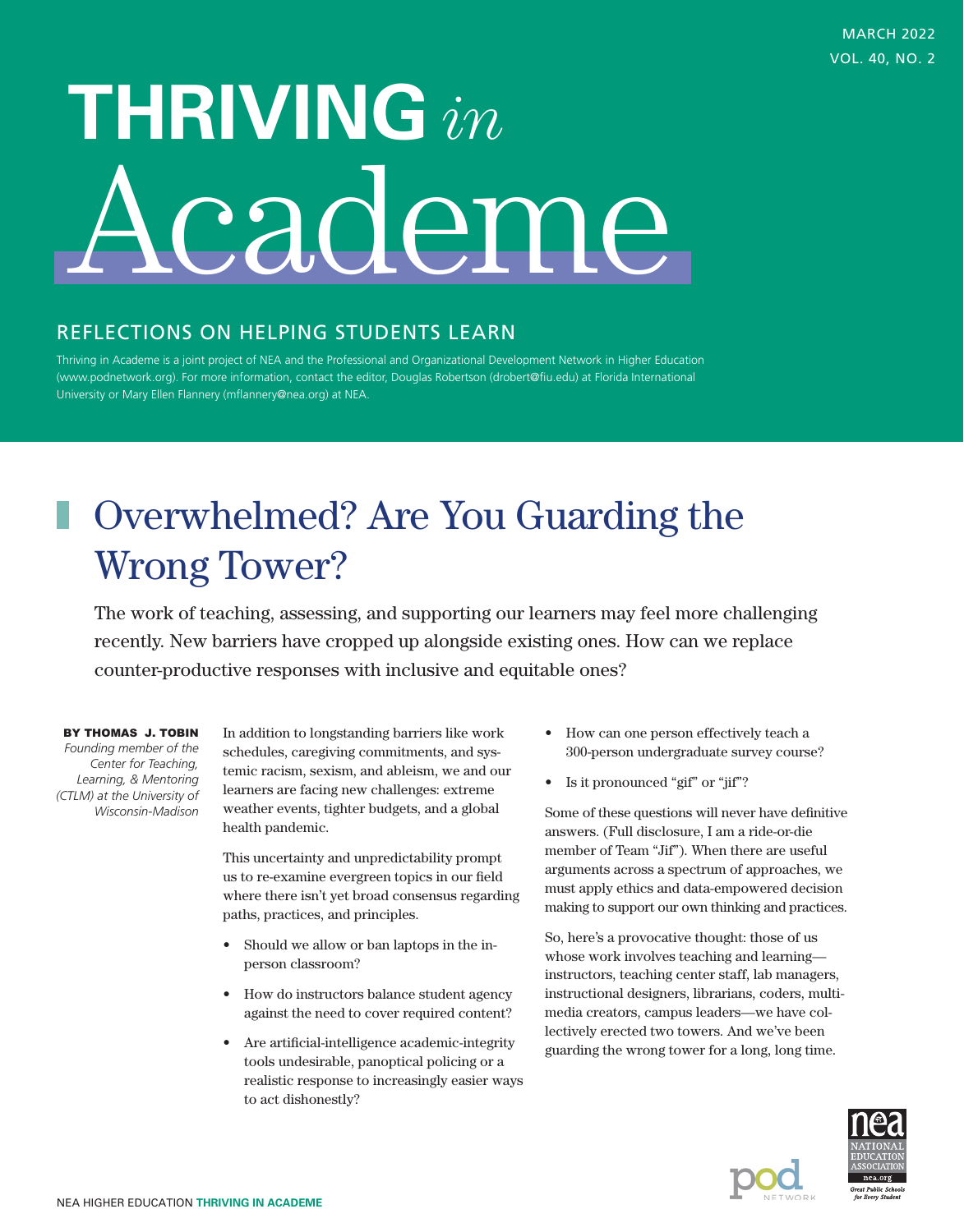MARCH 2022
VOL. 40, NO. 2

# THRIVING *in* Academe

## REFLECTIONS ON HELPING STUDENTS LEARN

Thriving in Academe is a joint project of NEA and the Professional and Organizational Development Network in Higher Education (www.podnetwork.org). For more information, contact the editor, Douglas Robertson (drobert@fiu.edu) at Florida International University or Mary Ellen Flannery (mflannery@nea.org) at NEA.

# Overwhelmed? Are You Guarding the Wrong Tower?

The work of teaching, assessing, and supporting our learners may feel more challenging recently. New barriers have cropped up alongside existing ones. How can we replace counter-productive responses with inclusive and equitable ones?

**BY THOMAS J. TOBIN**
*Founding member of the Center for Teaching, Learning, & Mentoring (CTLM) at the University of Wisconsin-Madison*

In addition to longstanding barriers like work schedules, caregiving commitments, and systemic racism, sexism, and ableism, we and our learners are facing new challenges: extreme weather events, tighter budgets, and a global health pandemic.

This uncertainty and unpredictability prompt us to re-examine evergreen topics in our field where there isn't yet broad consensus regarding paths, practices, and principles.

- Should we allow or ban laptops in the in-person classroom?
- How do instructors balance student agency against the need to cover required content?
- Are artificial-intelligence academic-integrity tools undesirable, panoptical policing or a realistic response to increasingly easier ways to act dishonestly?
- How can one person effectively teach a 300-person undergraduate survey course?
- Is it pronounced "gif" or "jif"?

Some of these questions will never have definitive answers. (Full disclosure, I am a ride-or-die member of Team "Jif"). When there are useful arguments across a spectrum of approaches, we must apply ethics and data-empowered decision making to support our own thinking and practices.

So, here's a provocative thought: those of us whose work involves teaching and learning—instructors, teaching center staff, lab managers, instructional designers, librarians, coders, multimedia creators, campus leaders—we have collectively erected two towers. And we've been guarding the wrong tower for a long, long time.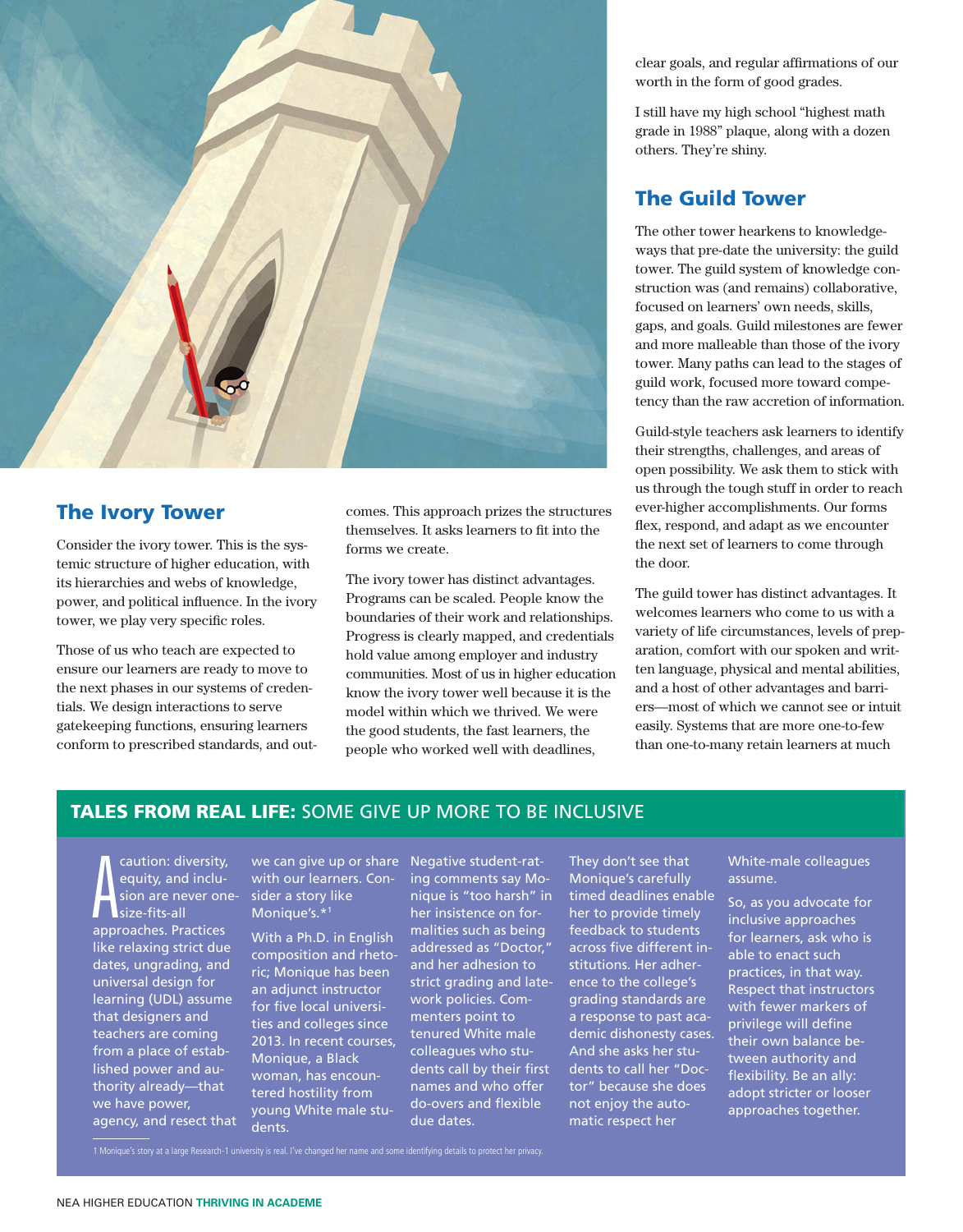## The Ivory Tower

Consider the ivory tower. This is the systemic structure of higher education, with its hierarchies and webs of knowledge, power, and political influence. In the ivory tower, we play very specific roles.

Those of us who teach are expected to ensure our learners are ready to move to the next phases in our systems of credentials. We design interactions to serve gatekeeping functions, ensuring learners conform to prescribed standards, and outcomes. This approach prizes the structures themselves. It asks learners to fit into the forms we create.

The ivory tower has distinct advantages. Programs can be scaled. People know the boundaries of their work and relationships. Progress is clearly mapped, and credentials hold value among employer and industry communities. Most of us in higher education know the ivory tower well because it is the model within which we thrived. We were the good students, the fast learners, the people who worked well with deadlines, clear goals, and regular affirmations of our worth in the form of good grades.

I still have my high school "highest math grade in 1988" plaque, along with a dozen others. They're shiny.

## The Guild Tower

The other tower hearkens to knowledge-ways that pre-date the university: the guild tower. The guild system of knowledge construction was (and remains) collaborative, focused on learners' own needs, skills, gaps, and goals. Guild milestones are fewer and more malleable than those of the ivory tower. Many paths can lead to the stages of guild work, focused more toward competency than the raw accretion of information.

Guild-style teachers ask learners to identify their strengths, challenges, and areas of open possibility. We ask them to stick with us through the tough stuff in order to reach ever-higher accomplishments. Our forms flex, respond, and adapt as we encounter the next set of learners to come through the door.

The guild tower has distinct advantages. It welcomes learners who come to us with a variety of life circumstances, levels of preparation, comfort with our spoken and written language, physical and mental abilities, and a host of other advantages and barriers—most of which we cannot see or intuit easily. Systems that are more one-to-few than one-to-many retain learners at much

### TALES FROM REAL LIFE: SOME GIVE UP MORE TO BE INCLUSIVE

A caution: diversity, equity, and inclusion are never one-size-fits-all approaches. Practices like relaxing strict due dates, ungrading, and universal design for learning (UDL) assume that designers and teachers are coming from a place of established power and authority already—that we have power, agency, and resect that we can give up or share with our learners. Consider a story like Monique's.*[1]

With a Ph.D. in English composition and rhetoric; Monique has been an adjunct instructor for five local universities and colleges since 2013. In recent courses, Monique, a Black woman, has encountered hostility from young White male students. Negative student-rating comments say Monique is "too harsh" in her insistence on formalities such as being addressed as "Doctor," and her adhesion to strict grading and late-work policies. Commenters point to tenured White male colleagues who students call by their first names and who offer do-overs and flexible due dates. They don't see that Monique's carefully timed deadlines enable her to provide timely feedback to students across five different institutions. Her adherence to the college's grading standards are a response to past academic dishonesty cases. And she asks her students to call her "Doctor" because she does not enjoy the automatic respect her White-male colleagues assume.

So, as you advocate for inclusive approaches for learners, ask who is able to enact such practices, in that way. Respect that instructors with fewer markers of privilege will define their own balance between authority and flexibility. Be an ally: adopt stricter or looser approaches together.

1 Monique's story at a large Research-1 university is real. I've changed her name and some identifying details to protect her privacy.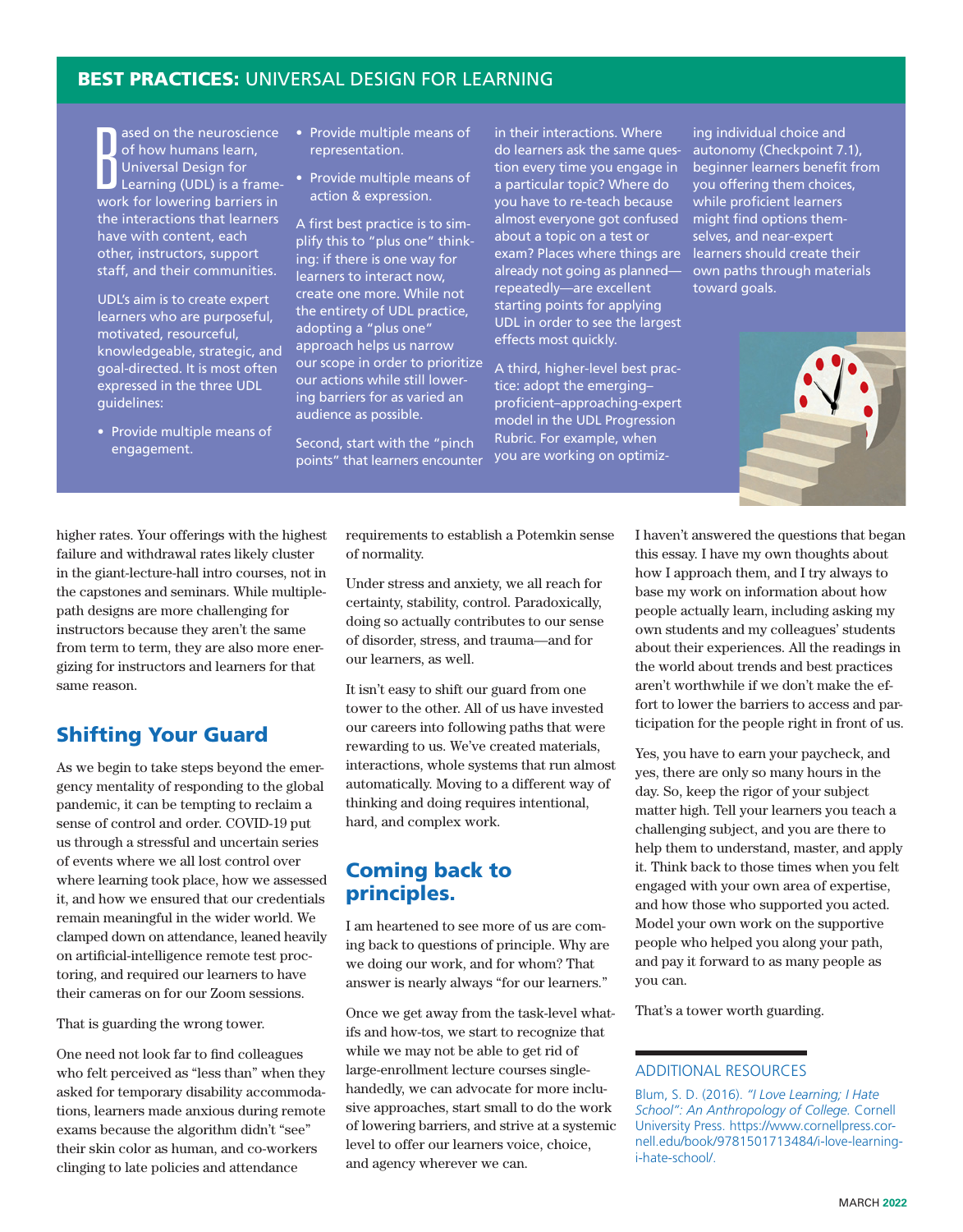## BEST PRACTICES: UNIVERSAL DESIGN FOR LEARNING

Based on the neuroscience of how humans learn, Universal Design for Learning (UDL) is a framework for lowering barriers in the interactions that learners have with content, each other, instructors, support staff, and their communities.

UDL's aim is to create expert learners who are purposeful, motivated, resourceful, knowledgeable, strategic, and goal-directed. It is most often expressed in the three UDL guidelines:

- Provide multiple means of engagement.
- Provide multiple means of representation.
- Provide multiple means of action & expression.

A first best practice is to simplify this to "plus one" thinking: if there is one way for learners to interact now, create one more. While not the entirety of UDL practice, adopting a "plus one" approach helps us narrow our scope in order to prioritize our actions while still lowering barriers for as varied an audience as possible.

Second, start with the "pinch points" that learners encounter in their interactions. Where do learners ask the same question every time you engage in a particular topic? Where do you have to re-teach because almost everyone got confused about a topic on a test or exam? Places where things are already not going as planned—repeatedly—are excellent starting points for applying UDL in order to see the largest effects most quickly.

A third, higher-level best practice: adopt the emerging–proficient–approaching-expert model in the UDL Progression Rubric. For example, when you are working on optimizing individual choice and autonomy (Checkpoint 7.1), beginner learners benefit from you offering them choices, while proficient learners might find options themselves, and near-expert learners should create their own paths through materials toward goals.

---

higher rates. Your offerings with the highest failure and withdrawal rates likely cluster in the giant-lecture-hall intro courses, not in the capstones and seminars. While multiple-path designs are more challenging for instructors because they aren't the same from term to term, they are also more energizing for instructors and learners for that same reason.

## Shifting Your Guard

As we begin to take steps beyond the emergency mentality of responding to the global pandemic, it can be tempting to reclaim a sense of control and order. COVID-19 put us through a stressful and uncertain series of events where we all lost control over where learning took place, how we assessed it, and how we ensured that our credentials remain meaningful in the wider world. We clamped down on attendance, leaned heavily on artificial-intelligence remote test proctoring, and required our learners to have their cameras on for our Zoom sessions.

That is guarding the wrong tower.

One need not look far to find colleagues who felt perceived as "less than" when they asked for temporary disability accommodations, learners made anxious during remote exams because the algorithm didn't "see" their skin color as human, and co-workers clinging to late policies and attendance requirements to establish a Potemkin sense of normality.

Under stress and anxiety, we all reach for certainty, stability, control. Paradoxically, doing so actually contributes to our sense of disorder, stress, and trauma—and for our learners, as well.

It isn't easy to shift our guard from one tower to the other. All of us have invested our careers into following paths that were rewarding to us. We've created materials, interactions, whole systems that run almost automatically. Moving to a different way of thinking and doing requires intentional, hard, and complex work.

## Coming back to principles.

I am heartened to see more of us are coming back to questions of principle. Why are we doing our work, and for whom? That answer is nearly always "for our learners."

Once we get away from the task-level what-ifs and how-tos, we start to recognize that while we may not be able to get rid of large-enrollment lecture courses single-handedly, we can advocate for more inclusive approaches, start small to do the work of lowering barriers, and strive at a systemic level to offer our learners voice, choice, and agency wherever we can.

I haven't answered the questions that began this essay. I have my own thoughts about how I approach them, and I try always to base my work on information about how people actually learn, including asking my own students and my colleagues' students about their experiences. All the readings in the world about trends and best practices aren't worthwhile if we don't make the effort to lower the barriers to access and participation for the people right in front of us.

Yes, you have to earn your paycheck, and yes, there are only so many hours in the day. So, keep the rigor of your subject matter high. Tell your learners you teach a challenging subject, and you are there to help them to understand, master, and apply it. Think back to those times when you felt engaged with your own area of expertise, and how those who supported you acted. Model your own work on the supportive people who helped you along your path, and pay it forward to as many people as you can.

That's a tower worth guarding.

### ADDITIONAL RESOURCES

Blum, S. D. (2016). *"I Love Learning; I Hate School": An Anthropology of College.* Cornell University Press. https://www.cornellpress.cornell.edu/book/9781501713484/i-love-learning-i-hate-school/.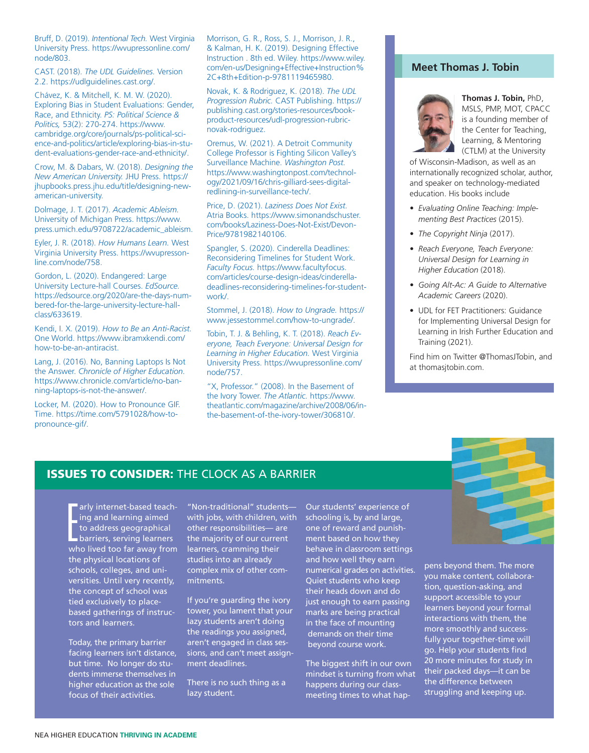Bruff, D. (2019). *Intentional Tech.* West Virginia University Press. https://wvupressonline.com/node/803.

CAST. (2018). *The UDL Guidelines.* Version 2.2. https://udlguidelines.cast.org/.

Chávez, K. & Mitchell, K. M. W. (2020). Exploring Bias in Student Evaluations: Gender, Race, and Ethnicity. *PS: Political Science & Politics,* 53(2): 270-274. https://www.cambridge.org/core/journals/ps-political-science-and-politics/article/exploring-bias-in-student-evaluations-gender-race-and-ethnicity/.

Crow, M. & Dabars, W. (2018). *Designing the New American University.* JHU Press. https://jhupbooks.press.jhu.edu/title/designing-new-american-university.

Dolmage, J. T. (2017). *Academic Ableism.* University of Michigan Press. https://www.press.umich.edu/9708722/academic_ableism.

Eyler, J. R. (2018). *How Humans Learn.* West Virginia University Press. https://wvupressonline.com/node/758.

Gordon, L. (2020). Endangered: Large University Lecture-hall Courses. *EdSource.* https://edsource.org/2020/are-the-days-numbered-for-the-large-university-lecture-hall-class/633619.

Kendi, I. X. (2019). *How to Be an Anti-Racist.* One World. https://www.ibramxkendi.com/how-to-be-an-antiracist.

Lang, J. (2016). No, Banning Laptops Is Not the Answer. *Chronicle of Higher Education.* https://www.chronicle.com/article/no-banning-laptops-is-not-the-answer/.

Locker, M. (2020). How to Pronounce GIF. Time. https://time.com/5791028/how-to-pronounce-gif/.

Morrison, G. R., Ross, S. J., Morrison, J. R., & Kalman, H. K. (2019). Designing Effective Instruction . 8th ed. Wiley. https://www.wiley.com/en-us/Designing+Effective+Instruction%2C+8th+Edition-p-9781119465980.

Novak, K. & Rodriguez, K. (2018). *The UDL Progression Rubric.* CAST Publishing. https://publishing.cast.org/stories-resources/book-product-resources/udl-progression-rubric-novak-rodriguez.

Oremus, W. (2021). A Detroit Community College Professor is Fighting Silicon Valley's Surveillance Machine. *Washington Post.* https://www.washingtonpost.com/technology/2021/09/16/chris-gilliard-sees-digital-redlining-in-surveillance-tech/.

Price, D. (2021). *Laziness Does Not Exist.* Atria Books. https://www.simonandschuster.com/books/Laziness-Does-Not-Exist/Devon-Price/9781982140106.

Spangler, S. (2020). Cinderella Deadlines: Reconsidering Timelines for Student Work. *Faculty Focus.* https://www.facultyfocus.com/articles/course-design-ideas/cinderella-deadlines-reconsidering-timelines-for-student-work/.

Stommel, J. (2018). *How to Ungrade.* https://www.jessestommel.com/how-to-ungrade/.

Tobin, T. J. & Behling, K. T. (2018). *Reach Everyone, Teach Everyone: Universal Design for Learning in Higher Education.* West Virginia University Press. https://wvupressonline.com/node/757.

"X, Professor." (2008). In the Basement of the Ivory Tower. *The Atlantic.* https://www.theatlantic.com/magazine/archive/2008/06/in-the-basement-of-the-ivory-tower/306810/.

## Meet Thomas J. Tobin

**Thomas J. Tobin,** PhD, MSLS, PMP, MOT, CPACC is a founding member of the Center for Teaching, Learning, & Mentoring (CTLM) at the University of Wisconsin-Madison, as well as an internationally recognized scholar, author, and speaker on technology-mediated education. His books include

- *Evaluating Online Teaching: Implementing Best Practices* (2015).
- *The Copyright Ninja* (2017).
- *Reach Everyone, Teach Everyone: Universal Design for Learning in Higher Education* (2018).
- *Going Alt-Ac: A Guide to Alternative Academic Careers* (2020).
- UDL for FET Practitioners: Guidance for Implementing Universal Design for Learning in Irish Further Education and Training (2021).

Find him on Twitter @ThomasJTobin, and at thomasjtobin.com.

## ISSUES TO CONSIDER: THE CLOCK AS A BARRIER

Early internet-based teaching and learning aimed to address geographical barriers, serving learners who lived too far away from the physical locations of schools, colleges, and universities. Until very recently, the concept of school was tied exclusively to place-based gatherings of instructors and learners.

Today, the primary barrier facing learners isn't distance, but time. No longer do students immerse themselves in higher education as the sole focus of their activities.

"Non-traditional" students—with jobs, with children, with other responsibilities— are the majority of our current learners, cramming their studies into an already complex mix of other commitments.

If you're guarding the ivory tower, you lament that your lazy students aren't doing the readings you assigned, aren't engaged in class sessions, and can't meet assignment deadlines.

There is no such thing as a lazy student.

Our students' experience of schooling is, by and large, one of reward and punishment based on how they behave in classroom settings and how well they earn numerical grades on activities. Quiet students who keep their heads down and do just enough to earn passing marks are being practical in the face of mounting demands on their time beyond course work.

The biggest shift in our own mindset is turning from what happens during our class-meeting times to what happens beyond them. The more you make content, collaboration, question-asking, and support accessible to your learners beyond your formal interactions with them, the more smoothly and successfully your together-time will go. Help your students find 20 more minutes for study in their packed days—it can be the difference between struggling and keeping up.